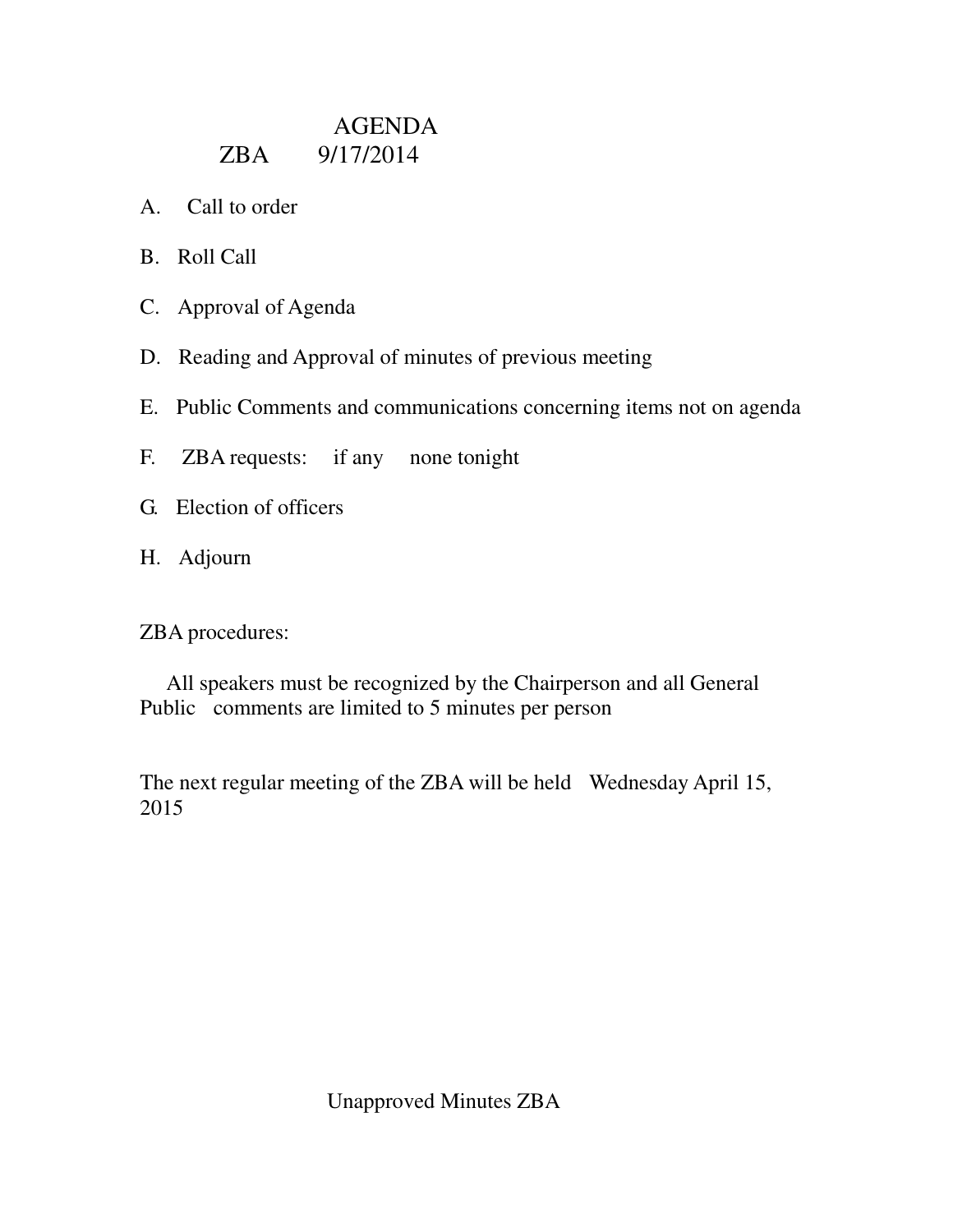# AGENDA

## ZBA 9/17/2014

A. Call to order

B. Roll Call

C. Approval of Agenda

D. Reading and Approval of minutes of previous meeting

E. Public Comments and communications concerning items not on agenda

F. ZBA requests: if any none tonight

G. Election of officers

H. Adjourn

ZBA procedures:

All speakers must be recognized by the Chairperson and all General Public comments are limited to 5 minutes per person

The next regular meeting of the ZBA will be held Wednesday April 15, 2015

Unapproved Minutes ZBA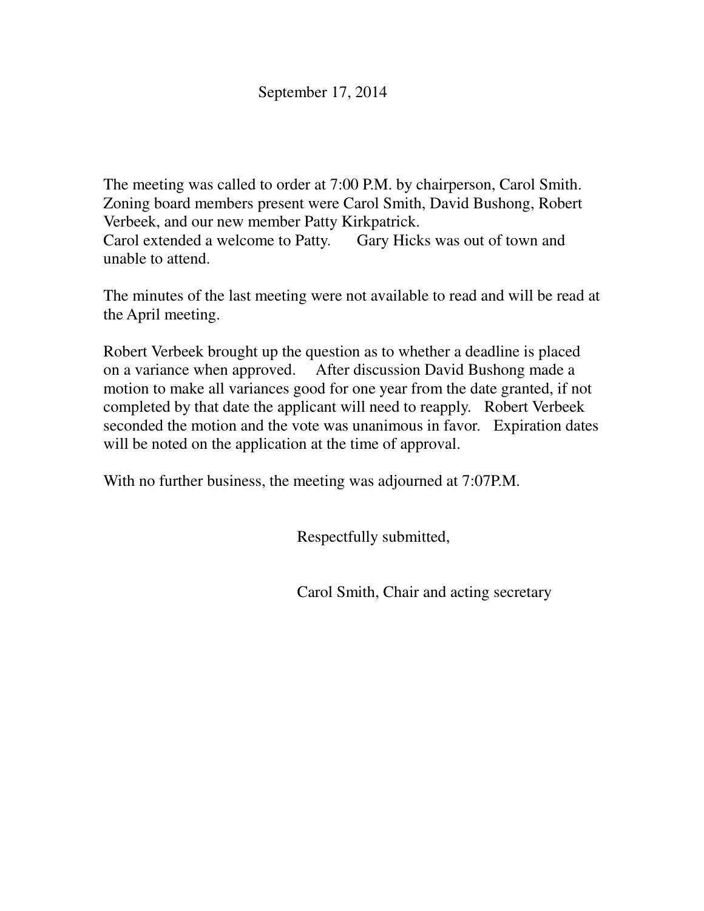September 17, 2014

The meeting was called to order at 7:00 P.M. by chairperson, Carol Smith. Zoning board members present were Carol Smith, David Bushong, Robert Verbeek, and our new member Patty Kirkpatrick.
Carol extended a welcome to Patty. Gary Hicks was out of town and unable to attend.

The minutes of the last meeting were not available to read and will be read at the April meeting.

Robert Verbeek brought up the question as to whether a deadline is placed on a variance when approved. After discussion David Bushong made a motion to make all variances good for one year from the date granted, if not completed by that date the applicant will need to reapply. Robert Verbeek seconded the motion and the vote was unanimous in favor. Expiration dates will be noted on the application at the time of approval.

With no further business, the meeting was adjourned at 7:07P.M.

Respectfully submitted,

Carol Smith, Chair and acting secretary